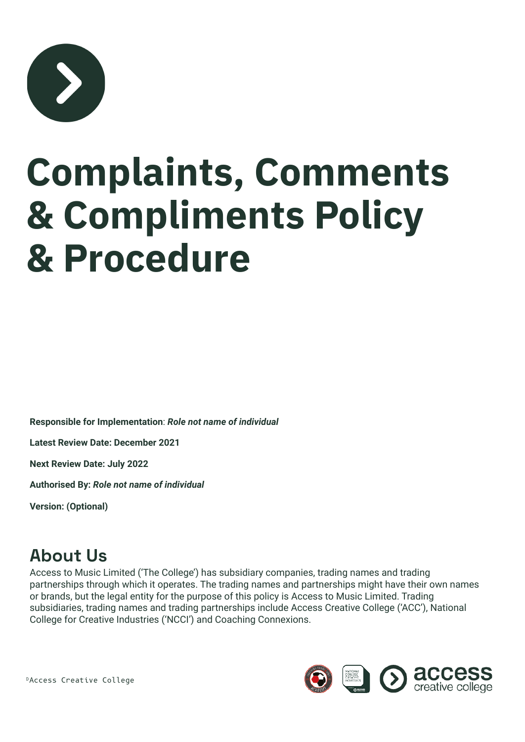# Complaints, Comments & Compliments Policy & Procedure

**Responsible for Implementation**: ***Role not name of individual***

**Latest Review Date: December 2021**

**Next Review Date: July 2022**

**Authorised By:** ***Role not name of individual***

**Version: (Optional)**

## About Us

Access to Music Limited ('The College') has subsidiary companies, trading names and trading partnerships through which it operates. The trading names and partnerships might have their own names or brands, but the legal entity for the purpose of this policy is Access to Music Limited. Trading subsidiaries, trading names and trading partnerships include Access Creative College ('ACC'), National College for Creative Industries ('NCCI') and Coaching Connexions.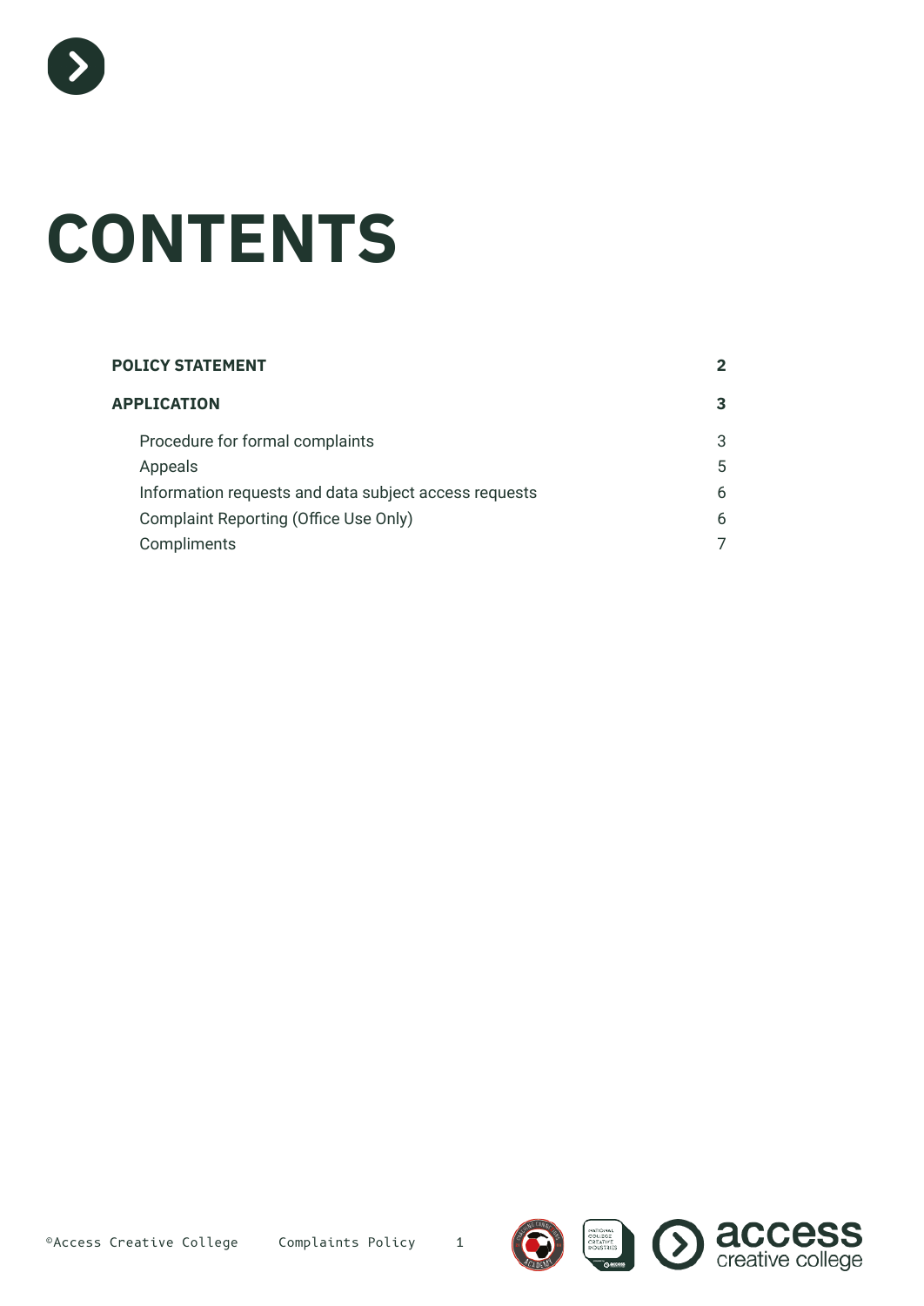# CONTENTS

| | |
|---|---|
| **POLICY STATEMENT** | **2** |
| **APPLICATION** | **3** |
| Procedure for formal complaints | 3 |
| Appeals | 5 |
| Information requests and data subject access requests | 6 |
| Complaint Reporting (Office Use Only) | 6 |
| Compliments | 7 |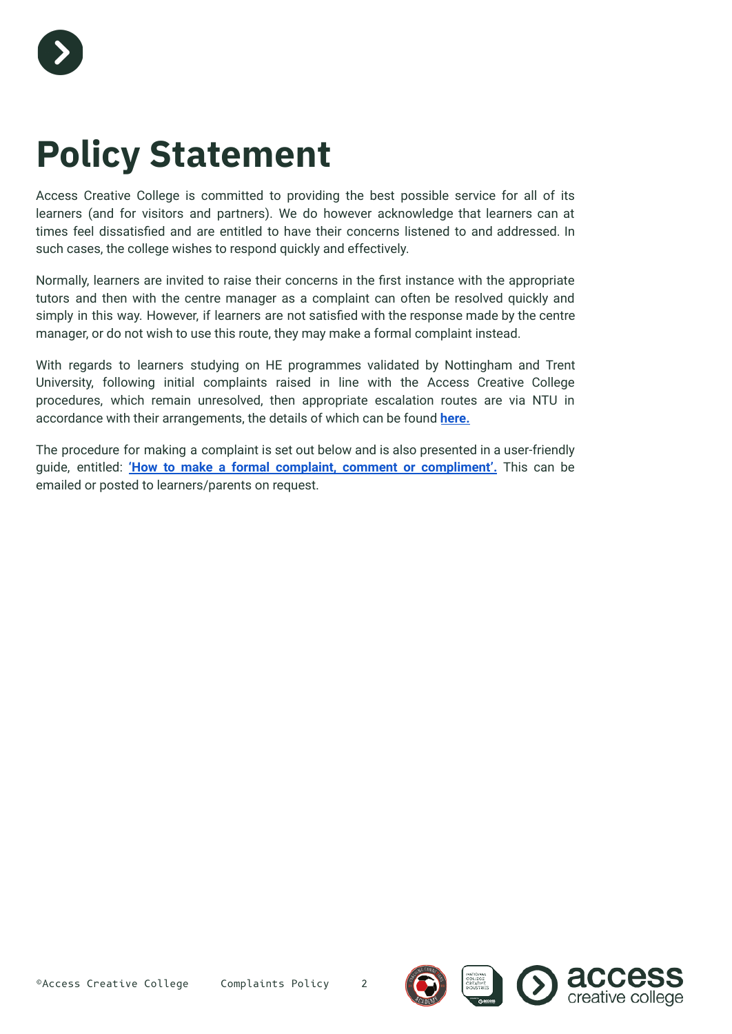# Policy Statement

Access Creative College is committed to providing the best possible service for all of its learners (and for visitors and partners). We do however acknowledge that learners can at times feel dissatisfied and are entitled to have their concerns listened to and addressed. In such cases, the college wishes to respond quickly and effectively.

Normally, learners are invited to raise their concerns in the first instance with the appropriate tutors and then with the centre manager as a complaint can often be resolved quickly and simply in this way. However, if learners are not satisfied with the response made by the centre manager, or do not wish to use this route, they may make a formal complaint instead.

With regards to learners studying on HE programmes validated by Nottingham and Trent University, following initial complaints raised in line with the Access Creative College procedures, which remain unresolved, then appropriate escalation routes are via NTU in accordance with their arrangements, the details of which can be found **here.**

The procedure for making a complaint is set out below and is also presented in a user-friendly guide, entitled: **'How to make a formal complaint, comment or compliment'.** This can be emailed or posted to learners/parents on request.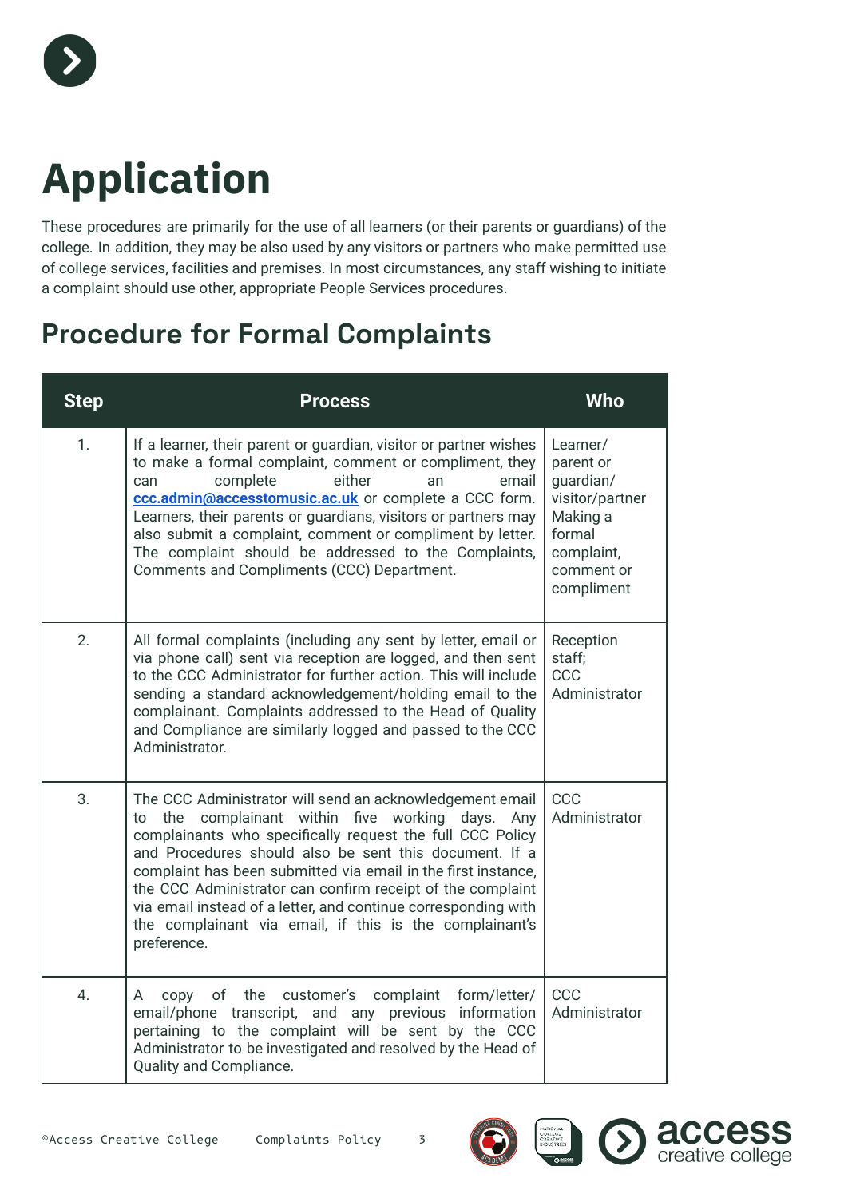# Application

These procedures are primarily for the use of all learners (or their parents or guardians) of the college. In addition, they may be also used by any visitors or partners who make permitted use of college services, facilities and premises. In most circumstances, any staff wishing to initiate a complaint should use other, appropriate People Services procedures.

## Procedure for Formal Complaints

| Step | Process | Who |
|---|---|---|
| 1. | If a learner, their parent or guardian, visitor or partner wishes to make a formal complaint, comment or compliment, they can complete either an email **ccc.admin@accesstomusic.ac.uk** or complete a CCC form. Learners, their parents or guardians, visitors or partners may also submit a complaint, comment or compliment by letter. The complaint should be addressed to the Complaints, Comments and Compliments (CCC) Department. | Learner/ parent or guardian/ visitor/partner Making a formal complaint, comment or compliment |
| 2. | All formal complaints (including any sent by letter, email or via phone call) sent via reception are logged, and then sent to the CCC Administrator for further action. This will include sending a standard acknowledgement/holding email to the complainant. Complaints addressed to the Head of Quality and Compliance are similarly logged and passed to the CCC Administrator. | Reception staff; CCC Administrator |
| 3. | The CCC Administrator will send an acknowledgement email to the complainant within five working days. Any complainants who specifically request the full CCC Policy and Procedures should also be sent this document. If a complaint has been submitted via email in the first instance, the CCC Administrator can confirm receipt of the complaint via email instead of a letter, and continue corresponding with the complainant via email, if this is the complainant's preference. | CCC Administrator |
| 4. | A copy of the customer's complaint form/letter/ email/phone transcript, and any previous information pertaining to the complaint will be sent by the CCC Administrator to be investigated and resolved by the Head of Quality and Compliance. | CCC Administrator |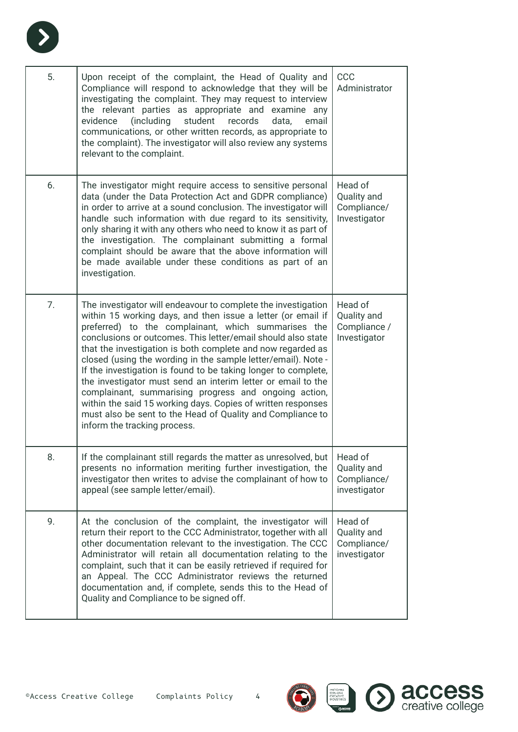| 5. | Upon receipt of the complaint, the Head of Quality and Compliance will respond to acknowledge that they will be investigating the complaint. They may request to interview the relevant parties as appropriate and examine any evidence (including student records data, email communications, or other written records, as appropriate to the complaint). The investigator will also review any systems relevant to the complaint. | CCC Administrator |
|---|---|---|
| 6. | The investigator might require access to sensitive personal data (under the Data Protection Act and GDPR compliance) in order to arrive at a sound conclusion. The investigator will handle such information with due regard to its sensitivity, only sharing it with any others who need to know it as part of the investigation. The complainant submitting a formal complaint should be aware that the above information will be made available under these conditions as part of an investigation. | Head of Quality and Compliance/ Investigator |
| 7. | The investigator will endeavour to complete the investigation within 15 working days, and then issue a letter (or email if preferred) to the complainant, which summarises the conclusions or outcomes. This letter/email should also state that the investigation is both complete and now regarded as closed (using the wording in the sample letter/email). Note - If the investigation is found to be taking longer to complete, the investigator must send an interim letter or email to the complainant, summarising progress and ongoing action, within the said 15 working days. Copies of written responses must also be sent to the Head of Quality and Compliance to inform the tracking process. | Head of Quality and Compliance / Investigator |
| 8. | If the complainant still regards the matter as unresolved, but presents no information meriting further investigation, the investigator then writes to advise the complainant of how to appeal (see sample letter/email). | Head of Quality and Compliance/ investigator |
| 9. | At the conclusion of the complaint, the investigator will return their report to the CCC Administrator, together with all other documentation relevant to the investigation. The CCC Administrator will retain all documentation relating to the complaint, such that it can be easily retrieved if required for an Appeal. The CCC Administrator reviews the returned documentation and, if complete, sends this to the Head of Quality and Compliance to be signed off. | Head of Quality and Compliance/ investigator |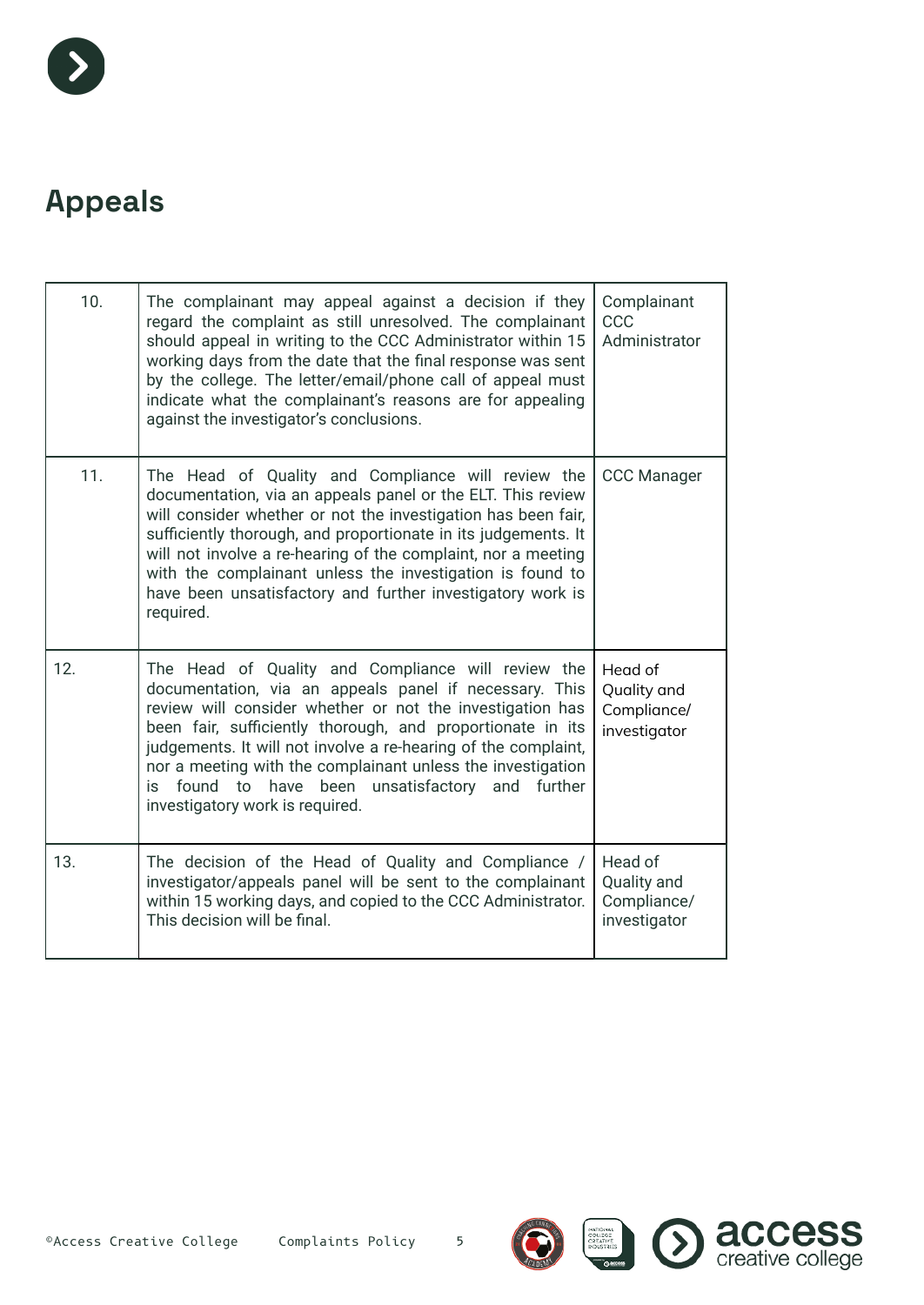## Appeals

| | | |
|---|---|---|
| 10. | The complainant may appeal against a decision if they regard the complaint as still unresolved. The complainant should appeal in writing to the CCC Administrator within 15 working days from the date that the final response was sent by the college. The letter/email/phone call of appeal must indicate what the complainant's reasons are for appealing against the investigator's conclusions. | Complainant CCC Administrator |
| 11. | The Head of Quality and Compliance will review the documentation, via an appeals panel or the ELT. This review will consider whether or not the investigation has been fair, sufficiently thorough, and proportionate in its judgements. It will not involve a re-hearing of the complaint, nor a meeting with the complainant unless the investigation is found to have been unsatisfactory and further investigatory work is required. | CCC Manager |
| 12. | The Head of Quality and Compliance will review the documentation, via an appeals panel if necessary. This review will consider whether or not the investigation has been fair, sufficiently thorough, and proportionate in its judgements. It will not involve a re-hearing of the complaint, nor a meeting with the complainant unless the investigation is found to have been unsatisfactory and further investigatory work is required. | Head of Quality and Compliance/ investigator |
| 13. | The decision of the Head of Quality and Compliance / investigator/appeals panel will be sent to the complainant within 15 working days, and copied to the CCC Administrator. This decision will be final. | Head of Quality and Compliance/ investigator |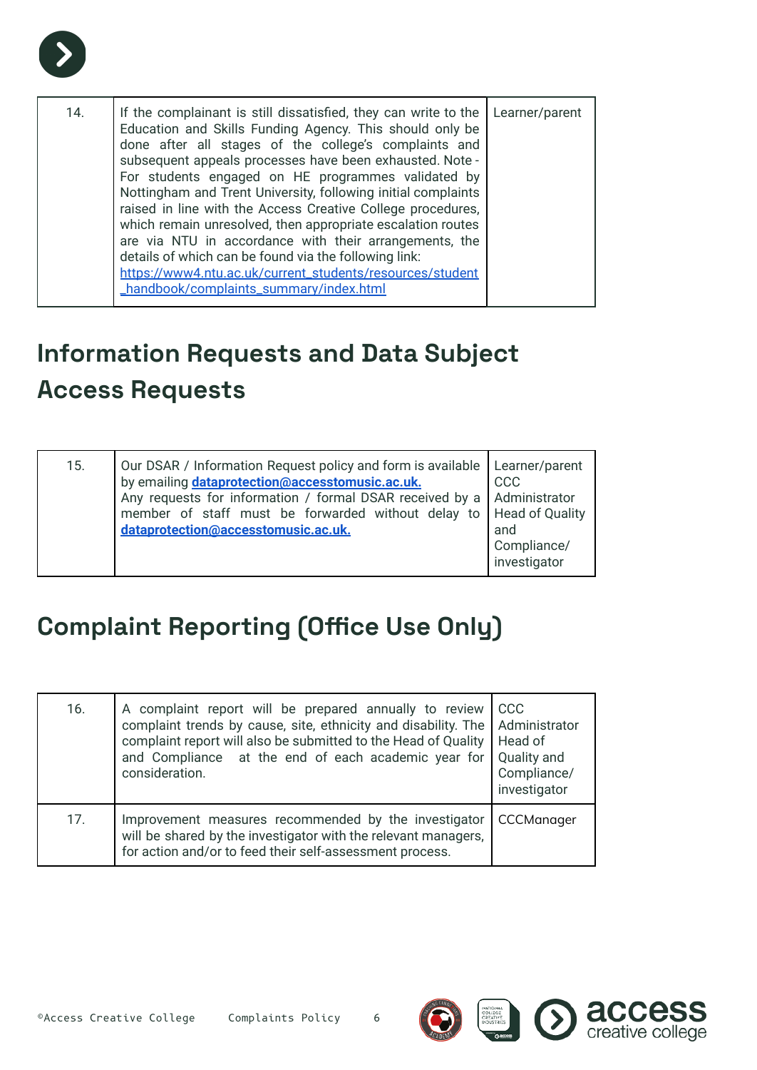| | | |
|---|---|---|
| 14. | If the complainant is still dissatisfied, they can write to the Education and Skills Funding Agency. This should only be done after all stages of the college's complaints and subsequent appeals processes have been exhausted. Note - For students engaged on HE programmes validated by Nottingham and Trent University, following initial complaints raised in line with the Access Creative College procedures, which remain unresolved, then appropriate escalation routes are via NTU in accordance with their arrangements, the details of which can be found via the following link: https://www4.ntu.ac.uk/current_students/resources/student_handbook/complaints_summary/index.html | Learner/parent |

## Information Requests and Data Subject Access Requests

| | | |
|---|---|---|
| 15. | Our DSAR / Information Request policy and form is available by emailing **dataprotection@accesstomusic.ac.uk.** Any requests for information / formal DSAR received by a member of staff must be forwarded without delay to **dataprotection@accesstomusic.ac.uk.** | Learner/parent CCC Administrator Head of Quality and Compliance/ investigator |

## Complaint Reporting (Office Use Only)

| | | |
|---|---|---|
| 16. | A complaint report will be prepared annually to review complaint trends by cause, site, ethnicity and disability. The complaint report will also be submitted to the Head of Quality and Compliance at the end of each academic year for consideration. | CCC Administrator Head of Quality and Compliance/ investigator |
| 17. | Improvement measures recommended by the investigator will be shared by the investigator with the relevant managers, for action and/or to feed their self-assessment process. | CCCManager |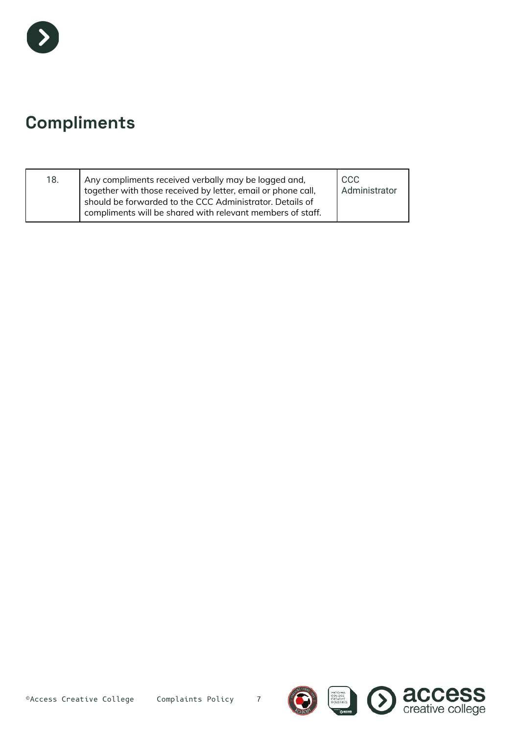## Compliments

| | | |
|---|---|---|
| 18. | Any compliments received verbally may be logged and, together with those received by letter, email or phone call, should be forwarded to the CCC Administrator. Details of compliments will be shared with relevant members of staff. | CCC Administrator |